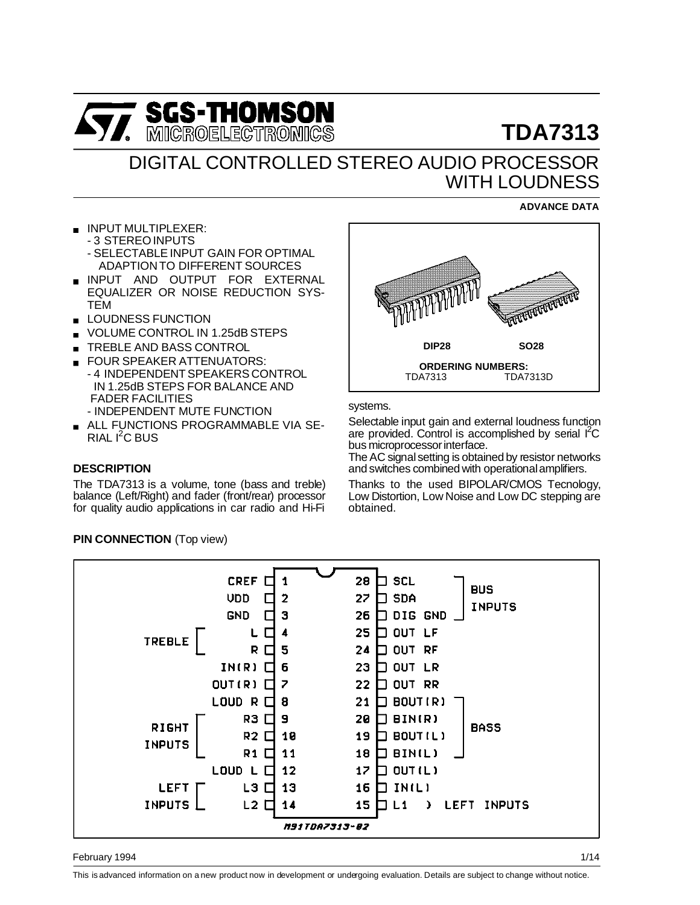# TDA7313

## DIGITAL CONTROLLED STEREO AUDIO PROCESSOR WITH LOUDNESS

**ADVANCE DATA**

- INPUT MULTIPLEXER:
  - 3 STEREO INPUTS
  - SELECTABLE INPUT GAIN FOR OPTIMAL ADAPTION TO DIFFERENT SOURCES
- INPUT AND OUTPUT FOR EXTERNAL EQUALIZER OR NOISE REDUCTION SYSTEM
- LOUDNESS FUNCTION
- VOLUME CONTROL IN 1.25dB STEPS
- TREBLE AND BASS CONTROL
- FOUR SPEAKER ATTENUATORS:
  - 4 INDEPENDENT SPEAKERS CONTROL IN 1.25dB STEPS FOR BALANCE AND FADER FACILITIES
  - INDEPENDENT MUTE FUNCTION
- ALL FUNCTIONS PROGRAMMABLE VIA SERIAL I²C BUS

| DIP28 | SO28 |
|---|---|
| ORDERING NUMBERS: | |
| TDA7313 | TDA7313D |

### DESCRIPTION

The TDA7313 is a volume, tone (bass and treble) balance (Left/Right) and fader (front/rear) processor for quality audio applications in car radio and Hi-Fi systems.

Selectable input gain and external loudness function are provided. Control is accomplished by serial I²C bus microprocessor interface.

The AC signal setting is obtained by resistor networks and switches combined with operational amplifiers.

Thanks to the used BIPOLAR/CMOS Tecnology, Low Distortion, Low Noise and Low DC stepping are obtained.

### PIN CONNECTION (Top view)

| Group | Pin Name | Pin | Pin | Pin Name | Group |
|---|---|---|---|---|---|
| | CREF | 1 | 28 | SCL | BUS INPUTS |
| | VDD | 2 | 27 | SDA | BUS INPUTS |
| | GND | 3 | 26 | DIG GND | BUS INPUTS |
| TREBLE | L | 4 | 25 | OUT LF | |
| TREBLE | R | 5 | 24 | OUT RF | |
| | IN(R) | 6 | 23 | OUT LR | |
| | OUT(R) | 7 | 22 | OUT RR | |
| | LOUD R | 8 | 21 | BOUT(R) | BASS |
| RIGHT INPUTS | R3 | 9 | 20 | BIN(R) | BASS |
| RIGHT INPUTS | R2 | 10 | 19 | BOUT(L) | BASS |
| RIGHT INPUTS | R1 | 11 | 18 | BIN(L) | BASS |
| | LOUD L | 12 | 17 | OUT(L) | |
| LEFT INPUTS | L3 | 13 | 16 | IN(L) | |
| LEFT INPUTS | L2 | 14 | 15 | L1 | LEFT INPUTS |

M91TDA7313-02

This is advanced information on a new product now in development or undergoing evaluation. Details are subject to change without notice.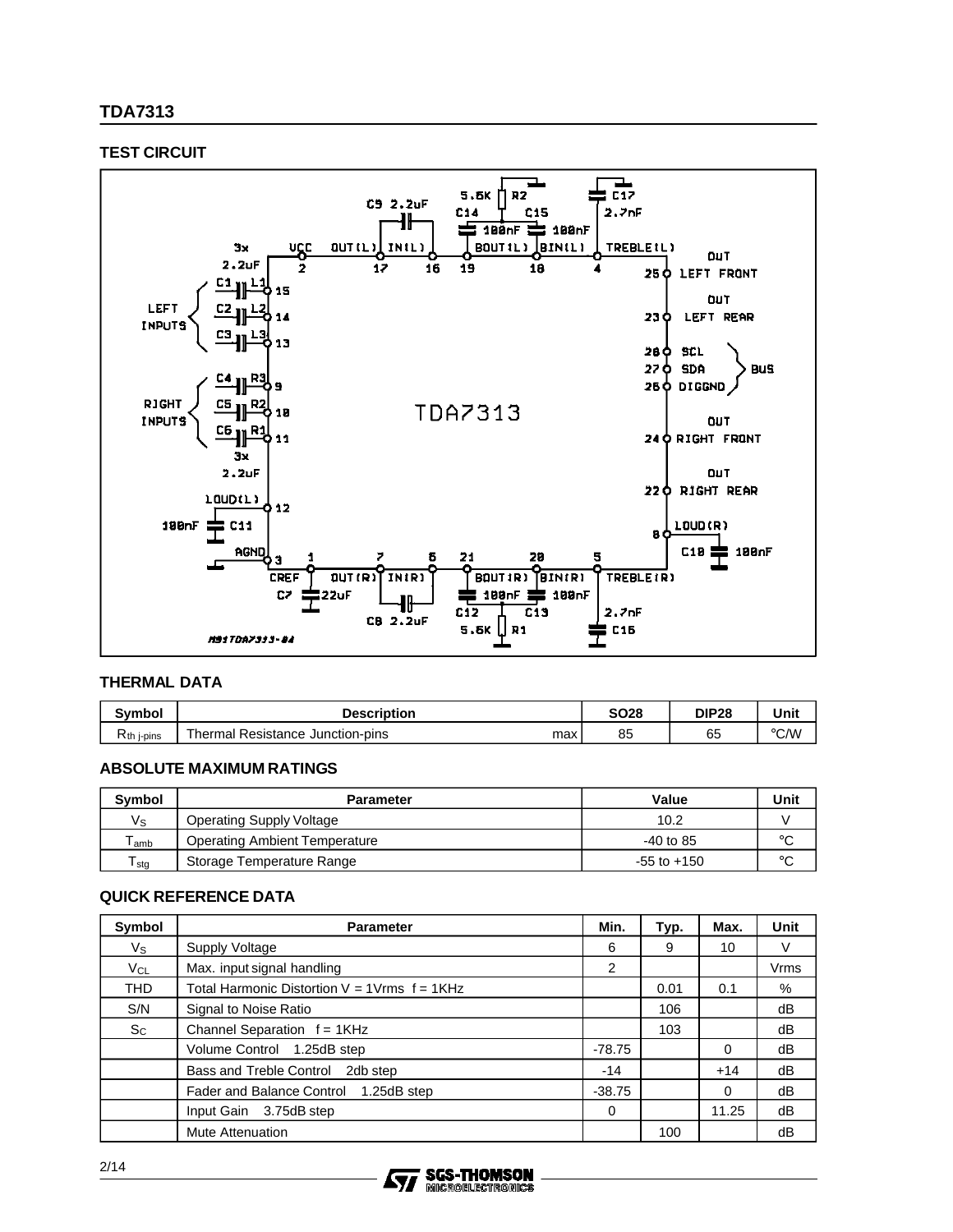## TEST CIRCUIT

## THERMAL DATA

| Symbol | Description | | SO28 | DIP28 | Unit |
|---|---|---|---|---|---|
| $R_{th\ j\text{-}pins}$ | Thermal Resistance Junction-pins | max | 85 | 65 | °C/W |

## ABSOLUTE MAXIMUM RATINGS

| Symbol | Parameter | Value | Unit |
|---|---|---|---|
| $V_S$ | Operating Supply Voltage | 10.2 | V |
| $T_{amb}$ | Operating Ambient Temperature | -40 to 85 | °C |
| $T_{stg}$ | Storage Temperature Range | -55 to +150 | °C |

## QUICK REFERENCE DATA

| Symbol | Parameter | Min. | Typ. | Max. | Unit |
|---|---|---|---|---|---|
| $V_S$ | Supply Voltage | 6 | 9 | 10 | V |
| $V_{CL}$ | Max. input signal handling | 2 | | | Vrms |
| THD | Total Harmonic Distortion V = 1Vrms f = 1KHz | | 0.01 | 0.1 | % |
| S/N | Signal to Noise Ratio | | 106 | | dB |
| $S_C$ | Channel Separation f = 1KHz | | 103 | | dB |
| | Volume Control 1.25dB step | -78.75 | | 0 | dB |
| | Bass and Treble Control 2db step | -14 | | +14 | dB |
| | Fader and Balance Control 1.25dB step | -38.75 | | 0 | dB |
| | Input Gain 3.75dB step | 0 | | 11.25 | dB |
| | Mute Attenuation | | 100 | | dB |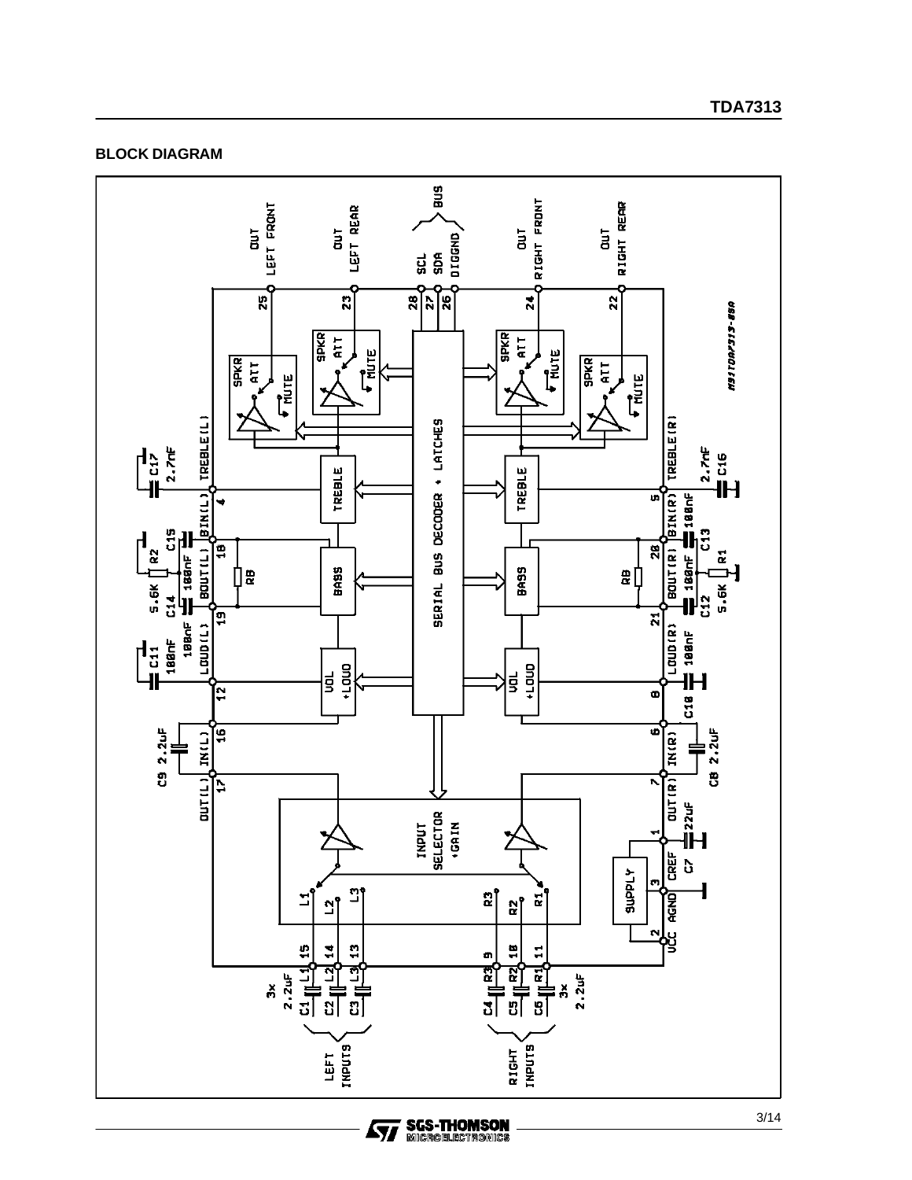## BLOCK DIAGRAM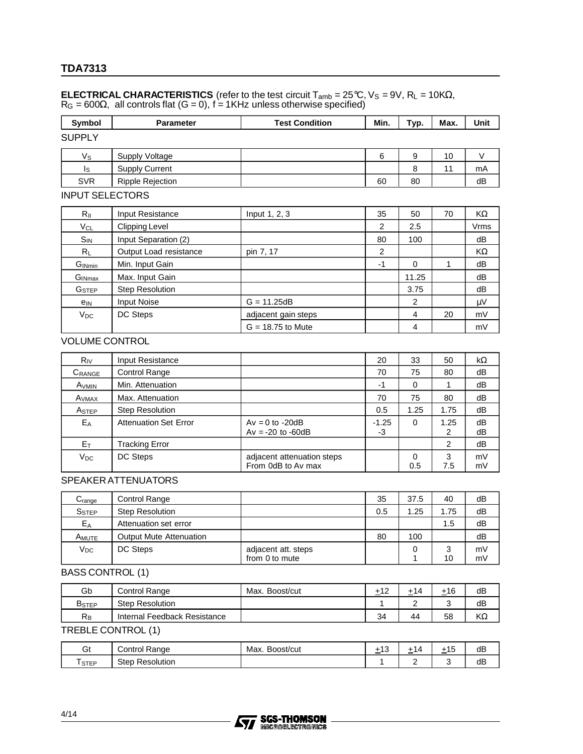**ELECTRICAL CHARACTERISTICS** (refer to the test circuit $T_{amb}$ = 25°C, $V_S$ = 9V, $R_L$ = 10KΩ, $R_G$ = 600Ω, all controls flat (G = 0), f = 1KHz unless otherwise specified)

| Symbol | Parameter | Test Condition | Min. | Typ. | Max. | Unit |
|---|---|---|---|---|---|---|
| **SUPPLY** | | | | | | |
| $V_S$ | Supply Voltage | | 6 | 9 | 10 | V |
| $I_S$ | Supply Current | | | 8 | 11 | mA |
| SVR | Ripple Rejection | | 60 | 80 | | dB |
| **INPUT SELECTORS** | | | | | | |
| $R_{II}$ | Input Resistance | Input 1, 2, 3 | 35 | 50 | 70 | KΩ |
| $V_{CL}$ | Clipping Level | | 2 | 2.5 | | Vrms |
| $S_{IN}$ | Input Separation (2) | | 80 | 100 | | dB |
| $R_L$ | Output Load resistance | pin 7, 17 | 2 | | | KΩ |
| $G_{INmin}$ | Min. Input Gain | | -1 | 0 | 1 | dB |
| $G_{INmax}$ | Max. Input Gain | | | 11.25 | | dB |
| $G_{STEP}$ | Step Resolution | | | 3.75 | | dB |
| $e_{IN}$ | Input Noise | G = 11.25dB | | 2 | | µV |
| $V_{DC}$ | DC Steps | adjacent gain steps | | 4 | 20 | mV |
| | | G = 18.75 to Mute | | 4 | | mV |
| **VOLUME CONTROL** | | | | | | |
| $R_{IV}$ | Input Resistance | | 20 | 33 | 50 | kΩ |
| $C_{RANGE}$ | Control Range | | 70 | 75 | 80 | dB |
| $A_{VMIN}$ | Min. Attenuation | | -1 | 0 | 1 | dB |
| $A_{VMAX}$ | Max. Attenuation | | 70 | 75 | 80 | dB |
| $A_{STEP}$ | Step Resolution | | 0.5 | 1.25 | 1.75 | dB |
| $E_A$ | Attenuation Set Error | Av = 0 to -20dB<br>Av = -20 to -60dB | -1.25<br>-3 | 0 | 1.25<br>2 | dB<br>dB |
| $E_T$ | Tracking Error | | | | 2 | dB |
| $V_{DC}$ | DC Steps | adjacent attenuation steps<br>From 0dB to Av max | | 0<br>0.5 | 3<br>7.5 | mV<br>mV |
| **SPEAKER ATTENUATORS** | | | | | | |
| $C_{range}$ | Control Range | | 35 | 37.5 | 40 | dB |
| $S_{STEP}$ | Step Resolution | | 0.5 | 1.25 | 1.75 | dB |
| $E_A$ | Attenuation set error | | | | 1.5 | dB |
| $A_{MUTE}$ | Output Mute Attenuation | | 80 | 100 | | dB |
| $V_{DC}$ | DC Steps | adjacent att. steps<br>from 0 to mute | | 0<br>1 | 3<br>10 | mV<br>mV |
| **BASS CONTROL (1)** | | | | | | |
| Gb | Control Range | Max. Boost/cut | ±12 | ±14 | ±16 | dB |
| $B_{STEP}$ | Step Resolution | | 1 | 2 | 3 | dB |
| $R_B$ | Internal Feedback Resistance | | 34 | 44 | 58 | KΩ |
| **TREBLE CONTROL (1)** | | | | | | |
| Gt | Control Range | Max. Boost/cut | ±13 | ±14 | ±15 | dB |
| $T_{STEP}$ | Step Resolution | | 1 | 2 | 3 | dB |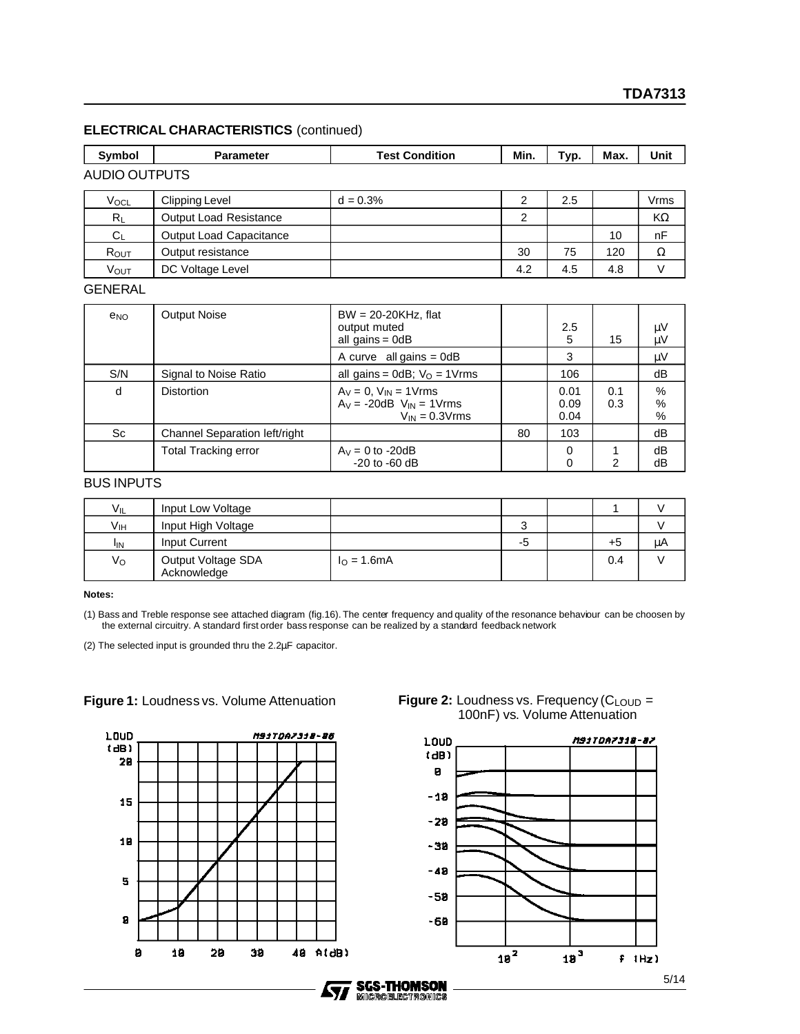## ELECTRICAL CHARACTERISTICS (continued)

| Symbol | Parameter | Test Condition | Min. | Typ. | Max. | Unit |
|---|---|---|---|---|---|---|
| **AUDIO OUTPUTS** | | | | | | |
| $V_{OCL}$ | Clipping Level | d = 0.3% | 2 | 2.5 | | Vrms |
| $R_L$ | Output Load Resistance | | 2 | | | KΩ |
| $C_L$ | Output Load Capacitance | | | | 10 | nF |
| $R_{OUT}$ | Output resistance | | 30 | 75 | 120 | Ω |
| $V_{OUT}$ | DC Voltage Level | | 4.2 | 4.5 | 4.8 | V |
| **GENERAL** | | | | | | |
| $e_{NO}$ | Output Noise | BW = 20-20KHz, flat<br>output muted<br>all gains = 0dB | | 2.5<br>5 | 15 | µV<br>µV |
| | | A curve all gains = 0dB | | 3 | | µV |
| S/N | Signal to Noise Ratio | all gains = 0dB; $V_O$ = 1Vrms | | 106 | | dB |
| d | Distortion | $A_V$ = 0, $V_{IN}$ = 1Vrms<br>$A_V$ = -20dB $V_{IN}$ = 1Vrms<br>$V_{IN}$ = 0.3Vrms | | 0.01<br>0.09<br>0.04 | 0.1<br>0.3 | %<br>%<br>% |
| Sc | Channel Separation left/right | | 80 | 103 | | dB |
| | Total Tracking error | $A_V$ = 0 to -20dB<br>-20 to -60 dB | | 0<br>0 | 1<br>2 | dB<br>dB |
| **BUS INPUTS** | | | | | | |
| $V_{IL}$ | Input Low Voltage | | | | 1 | V |
| $V_{IH}$ | Input High Voltage | | 3 | | | V |
| $I_{IN}$ | Input Current | | -5 | | +5 | µA |
| $V_O$ | Output Voltage SDA Acknowledge | $I_O$ = 1.6mA | | | 0.4 | V |

**Notes:**

(1) Bass and Treble response see attached diagram (fig.16). The center frequency and quality of the resonance behaviour can be choosen by the external circuitry. A standard first order bass response can be realized by a standard feedback network

(2) The selected input is grounded thru the 2.2µF capacitor.

**Figure 1:** Loudness vs. Volume Attenuation

**Figure 2:** Loudness vs. Frequency ($C_{LOUD}$ = 100nF) vs. Volume Attenuation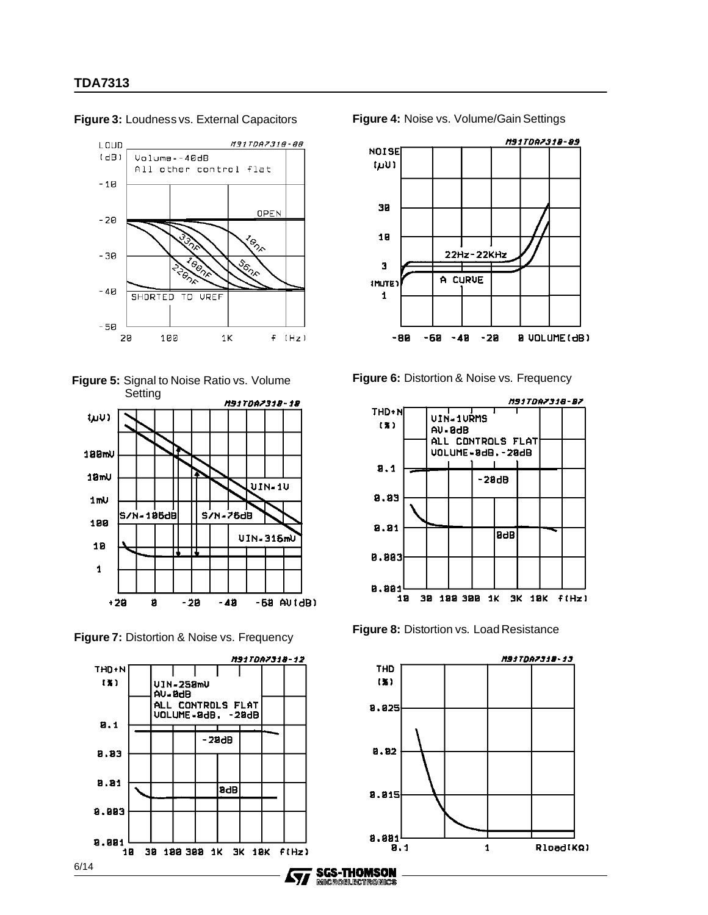Figure 3: Loudness vs. External Capacitors

Figure 4: Noise vs. Volume/Gain Settings

Figure 5: Signal to Noise Ratio vs. Volume Setting

Figure 6: Distortion & Noise vs. Frequency

Figure 7: Distortion & Noise vs. Frequency

Figure 8: Distortion vs. Load Resistance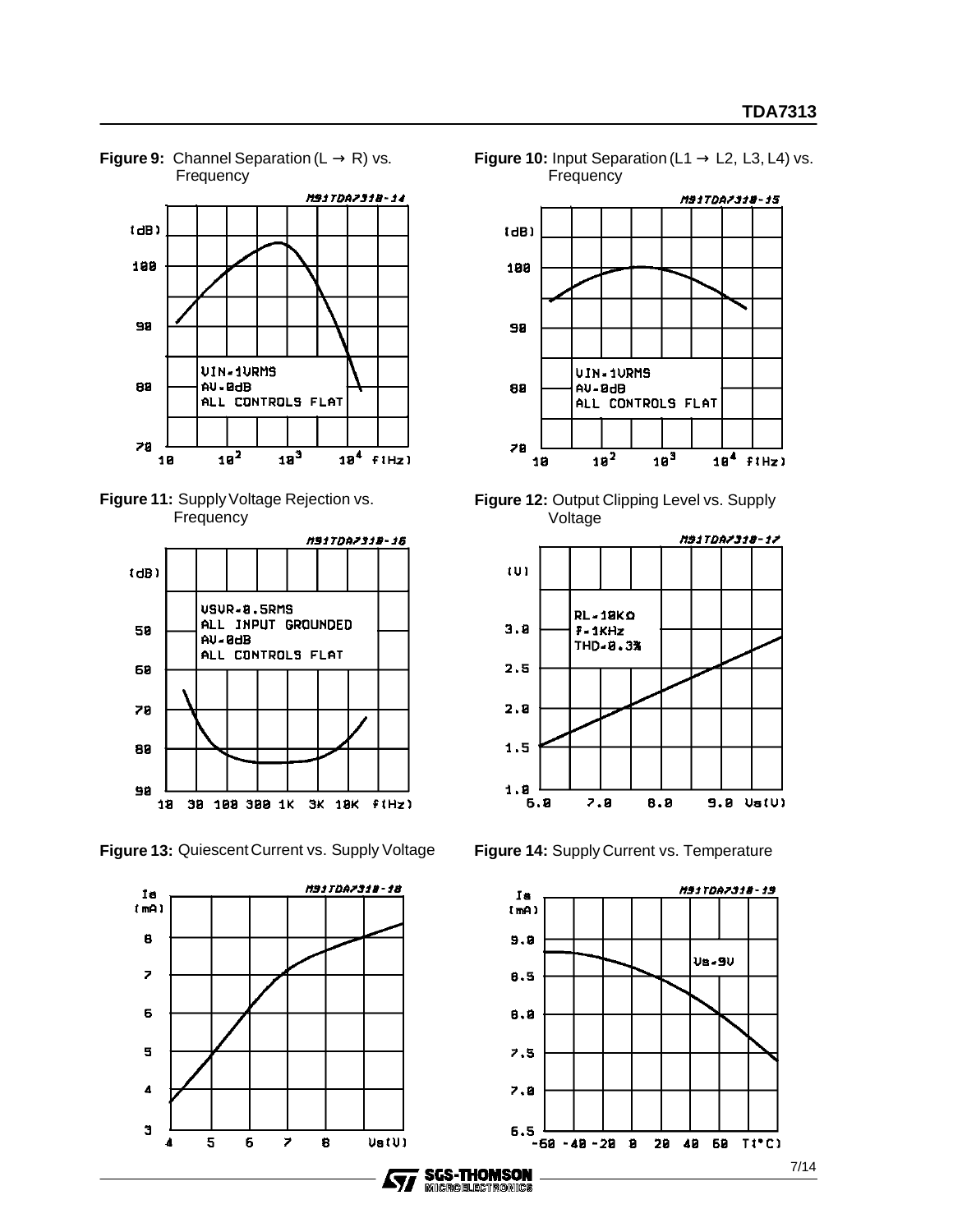**Figure 9:** Channel Separation (L → R) vs. Frequency

**Figure 10:** Input Separation (L1 → L2, L3, L4) vs. Frequency

**Figure 11:** Supply Voltage Rejection vs. Frequency

**Figure 12:** Output Clipping Level vs. Supply Voltage

**Figure 13:** Quiescent Current vs. Supply Voltage

**Figure 14:** Supply Current vs. Temperature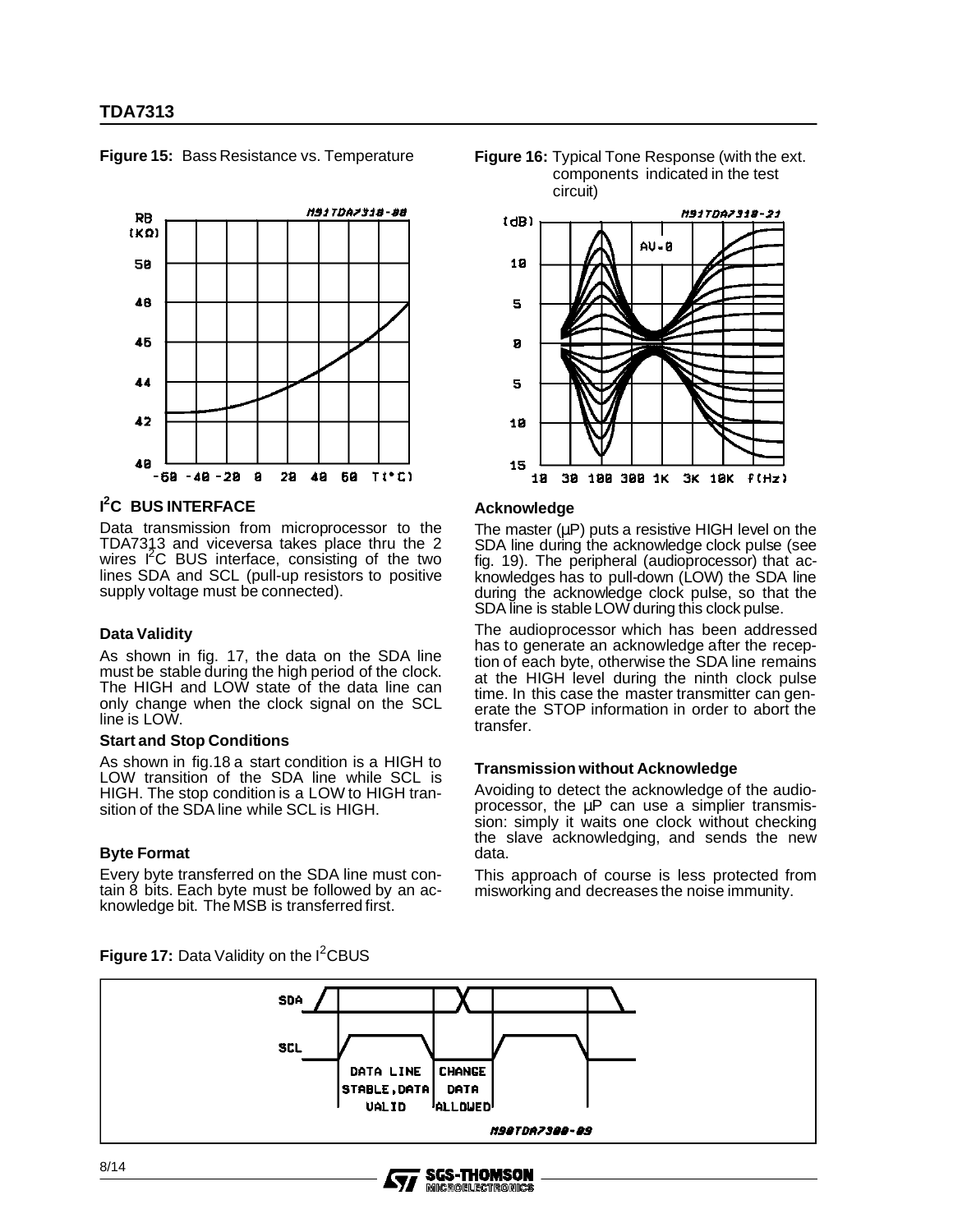**Figure 15:** Bass Resistance vs. Temperature

**Figure 16:** Typical Tone Response (with the ext. components indicated in the test circuit)

## $I^2C$ BUS INTERFACE

Data transmission from microprocessor to the TDA7313 and viceversa takes place thru the 2 wires $I^2C$ BUS interface, consisting of the two lines SDA and SCL (pull-up resistors to positive supply voltage must be connected).

### Data Validity

As shown in fig. 17, the data on the SDA line must be stable during the high period of the clock. The HIGH and LOW state of the data line can only change when the clock signal on the SCL line is LOW.

### Start and Stop Conditions

As shown in fig.18 a start condition is a HIGH to LOW transition of the SDA line while SCL is HIGH. The stop condition is a LOW to HIGH transition of the SDA line while SCL is HIGH.

### Byte Format

Every byte transferred on the SDA line must contain 8 bits. Each byte must be followed by an acknowledge bit. The MSB is transferred first.

### Acknowledge

The master (µP) puts a resistive HIGH level on the SDA line during the acknowledge clock pulse (see fig. 19). The peripheral (audioprocessor) that acknowledges has to pull-down (LOW) the SDA line during the acknowledge clock pulse, so that the SDA line is stable LOW during this clock pulse.

The audioprocessor which has been addressed has to generate an acknowledge after the reception of each byte, otherwise the SDA line remains at the HIGH level during the ninth clock pulse time. In this case the master transmitter can generate the STOP information in order to abort the transfer.

### Transmission without Acknowledge

Avoiding to detect the acknowledge of the audioprocessor, the µP can use a simplier transmission: simply it waits one clock without checking the slave acknowledging, and sends the new data.

This approach of course is less protected from misworking and decreases the noise immunity.

**Figure 17:** Data Validity on the $I^2C$BUS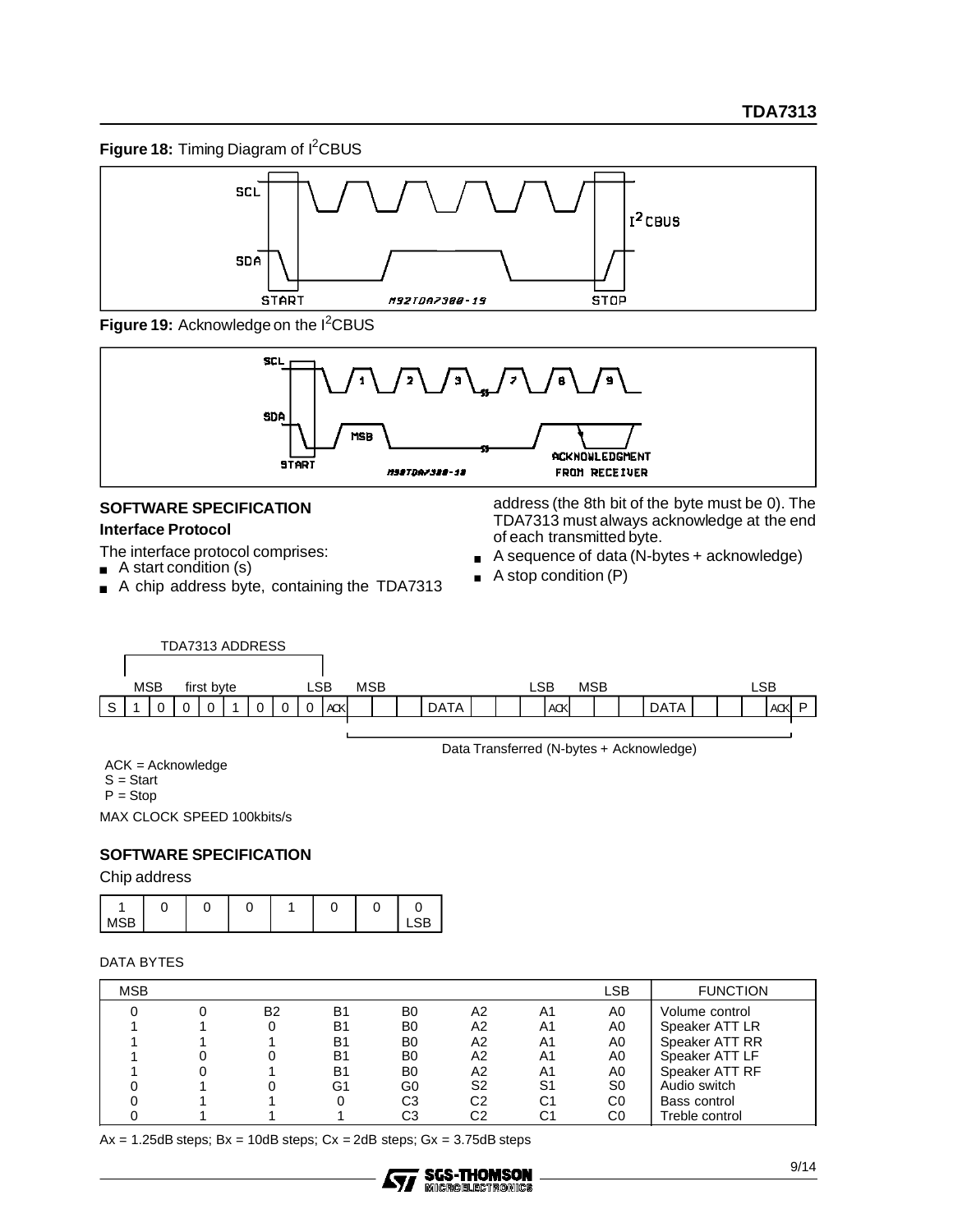**Figure 18:** Timing Diagram of $I^2$CBUS

**Figure 19:** Acknowledge on the $I^2$CBUS

## SOFTWARE SPECIFICATION

### Interface Protocol

The interface protocol comprises:

- A start condition (s)
- A chip address byte, containing the TDA7313 address (the 8th bit of the byte must be 0). The TDA7313 must always acknowledge at the end of each transmitted byte.
- A sequence of data (N-bytes + acknowledge)
- A stop condition (P)

TDA7313 ADDRESS

| | MSB | first byte | | | | | | LSB | | MSB | | | | | | | LSB | MSB | | | | | | | LSB | |
|---|---|---|---|---|---|---|---|---|---|---|---|---|---|---|---|---|---|---|---|---|---|---|---|---|---|---|
| S | 1 | 0 | 0 | 0 | 1 | 0 | 0 | 0 | ACK | | | | DATA | | | | ACK | | | | DATA | | | | ACK | P |

Data Transferred (N-bytes + Acknowledge)

ACK = Acknowledge
S = Start
P = Stop

MAX CLOCK SPEED 100kbits/s

## SOFTWARE SPECIFICATION

Chip address

| 1<br>MSB | 0 | 0 | 0 | 1 | 0 | 0 | 0<br>LSB |
|---|---|---|---|---|---|---|---|

DATA BYTES

| MSB | | | | | | | LSB | FUNCTION |
|---|---|---|---|---|---|---|---|---|
| 0 | 0 | B2 | B1 | B0 | A2 | A1 | A0 | Volume control |
| 1 | 1 | 0 | B1 | B0 | A2 | A1 | A0 | Speaker ATT LR |
| 1 | 1 | 1 | B1 | B0 | A2 | A1 | A0 | Speaker ATT RR |
| 1 | 0 | 0 | B1 | B0 | A2 | A1 | A0 | Speaker ATT LF |
| 1 | 0 | 1 | B1 | B0 | A2 | A1 | A0 | Speaker ATT RF |
| 0 | 1 | 0 | G1 | G0 | S2 | S1 | S0 | Audio switch |
| 0 | 1 | 1 | 0 | C3 | C2 | C1 | C0 | Bass control |
| 0 | 1 | 1 | 1 | C3 | C2 | C1 | C0 | Treble control |

Ax = 1.25dB steps; Bx = 10dB steps; Cx = 2dB steps; Gx = 3.75dB steps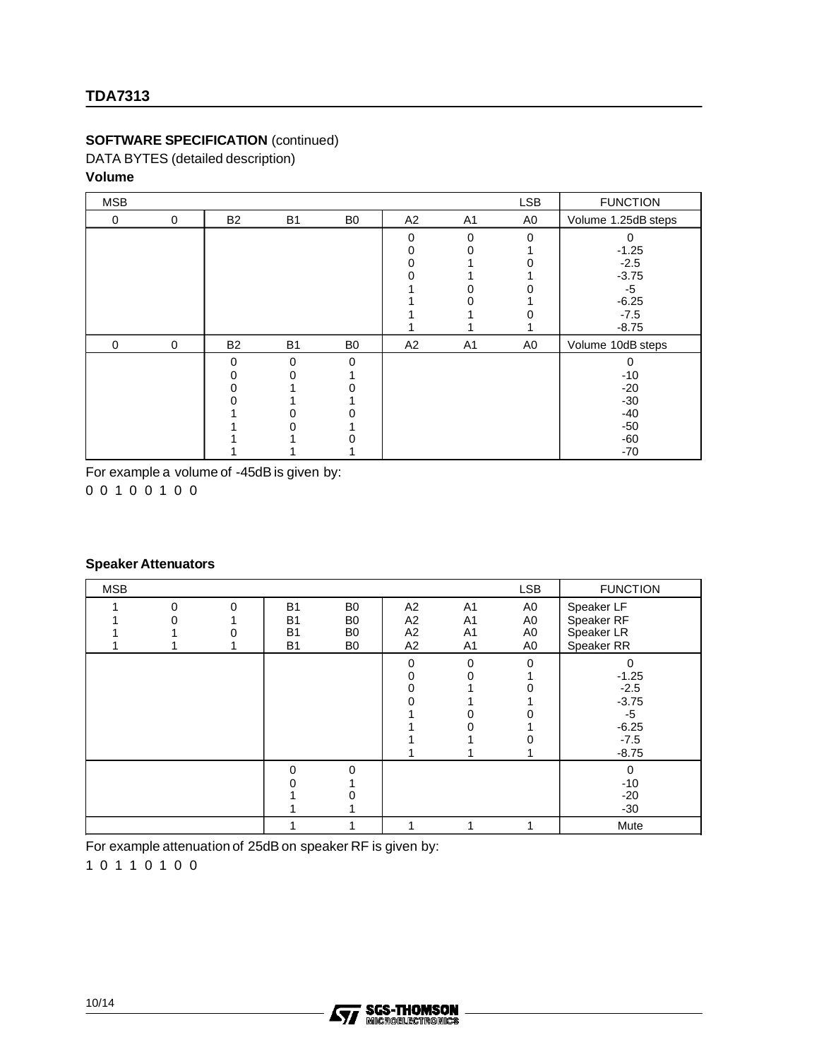## SOFTWARE SPECIFICATION (continued)

DATA BYTES (detailed description)

### Volume

| MSB | | | | | | | LSB | FUNCTION |
|---|---|---|---|---|---|---|---|---|
| 0 | 0 | B2 | B1 | B0 | A2 | A1 | A0 | Volume 1.25dB steps |
| | | | | | 0 | 0 | 0 | 0 |
| | | | | | 0 | 0 | 1 | -1.25 |
| | | | | | 0 | 1 | 0 | -2.5 |
| | | | | | 0 | 1 | 1 | -3.75 |
| | | | | | 1 | 0 | 0 | -5 |
| | | | | | 1 | 0 | 1 | -6.25 |
| | | | | | 1 | 1 | 0 | -7.5 |
| | | | | | 1 | 1 | 1 | -8.75 |
| 0 | 0 | B2 | B1 | B0 | A2 | A1 | A0 | Volume 10dB steps |
| | | 0 | 0 | 0 | | | | 0 |
| | | 0 | 0 | 1 | | | | -10 |
| | | 0 | 1 | 0 | | | | -20 |
| | | 0 | 1 | 1 | | | | -30 |
| | | 1 | 0 | 0 | | | | -40 |
| | | 1 | 0 | 1 | | | | -50 |
| | | 1 | 1 | 0 | | | | -60 |
| | | 1 | 1 | 1 | | | | -70 |

For example a volume of -45dB is given by:

0 0 1 0 0 1 0 0

### Speaker Attenuators

| MSB | | | | | | | LSB | FUNCTION |
|---|---|---|---|---|---|---|---|---|
| 1 | 0 | 0 | B1 | B0 | A2 | A1 | A0 | Speaker LF |
| 1 | 0 | 1 | B1 | B0 | A2 | A1 | A0 | Speaker RF |
| 1 | 1 | 0 | B1 | B0 | A2 | A1 | A0 | Speaker LR |
| 1 | 1 | 1 | B1 | B0 | A2 | A1 | A0 | Speaker RR |
| | | | | | 0 | 0 | 0 | 0 |
| | | | | | 0 | 0 | 1 | -1.25 |
| | | | | | 0 | 1 | 0 | -2.5 |
| | | | | | 0 | 1 | 1 | -3.75 |
| | | | | | 1 | 0 | 0 | -5 |
| | | | | | 1 | 0 | 1 | -6.25 |
| | | | | | 1 | 1 | 0 | -7.5 |
| | | | | | 1 | 1 | 1 | -8.75 |
| | | | 0 | 0 | | | | 0 |
| | | | 0 | 1 | | | | -10 |
| | | | 1 | 0 | | | | -20 |
| | | | 1 | 1 | | | | -30 |
| | | | 1 | 1 | 1 | 1 | 1 | Mute |

For example attenuation of 25dB on speaker RF is given by:

1 0 1 1 0 1 0 0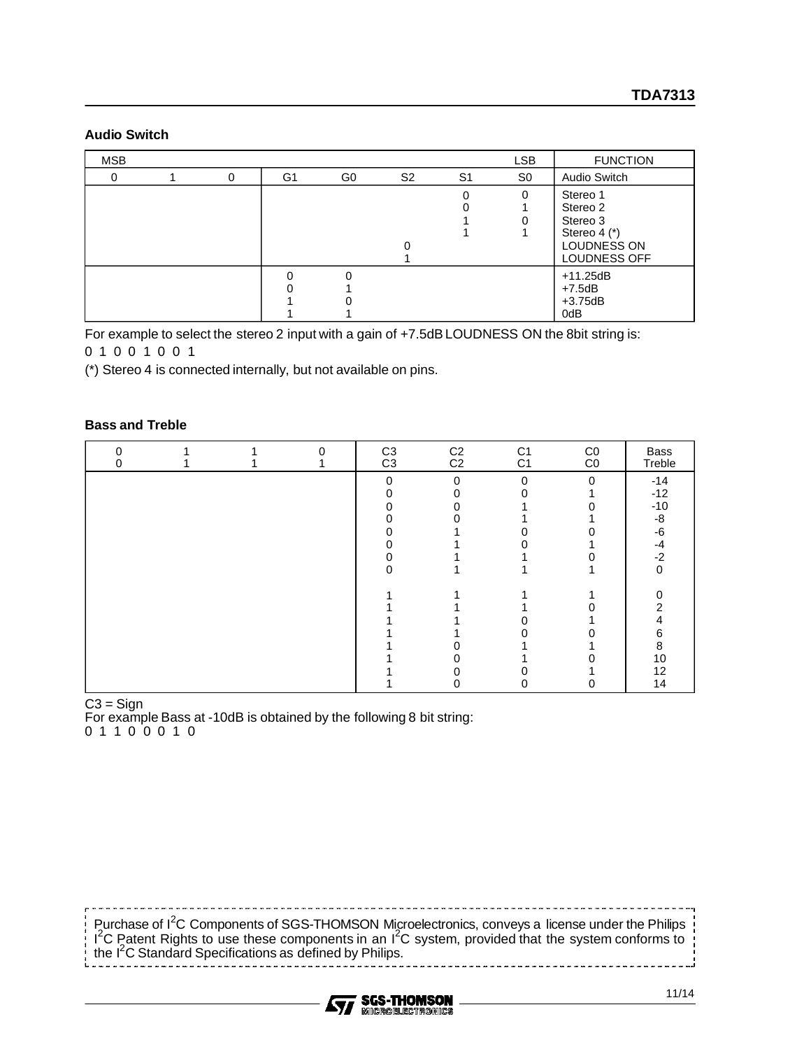## Audio Switch

| MSB | | | | | | | LSB | FUNCTION |
|---|---|---|---|---|---|---|---|---|
| 0 | 1 | 0 | G1 | G0 | S2 | S1 | S0 | Audio Switch |
| | | | | | | 0 | 0 | Stereo 1 |
| | | | | | | 0 | 1 | Stereo 2 |
| | | | | | | 1 | 0 | Stereo 3 |
| | | | | | | 1 | 1 | Stereo 4 (*) |
| | | | | | 0 | | | LOUDNESS ON |
| | | | | | 1 | | | LOUDNESS OFF |
| | | | 0 | 0 | | | | +11.25dB |
| | | | 0 | 1 | | | | +7.5dB |
| | | | 1 | 0 | | | | +3.75dB |
| | | | 1 | 1 | | | | 0dB |

For example to select the stereo 2 input with a gain of +7.5dB LOUDNESS ON the 8bit string is:
0 1 0 0 1 0 0 1

(*) Stereo 4 is connected internally, but not available on pins.

## Bass and Treble

| 0<br>0 | 1<br>1 | 1<br>1 | 0<br>1 | C3<br>C3 | C2<br>C2 | C1<br>C1 | C0<br>C0 | Bass<br>Treble |
|---|---|---|---|---|---|---|---|---|
| | | | | 0 | 0 | 0 | 0 | -14 |
| | | | | 0 | 0 | 0 | 1 | -12 |
| | | | | 0 | 0 | 1 | 0 | -10 |
| | | | | 0 | 0 | 1 | 1 | -8 |
| | | | | 0 | 1 | 0 | 0 | -6 |
| | | | | 0 | 1 | 0 | 1 | -4 |
| | | | | 0 | 1 | 1 | 0 | -2 |
| | | | | 0 | 1 | 1 | 1 | 0 |
| | | | | 1 | 1 | 1 | 1 | 0 |
| | | | | 1 | 1 | 1 | 0 | 2 |
| | | | | 1 | 1 | 0 | 1 | 4 |
| | | | | 1 | 1 | 0 | 0 | 6 |
| | | | | 1 | 0 | 1 | 1 | 8 |
| | | | | 1 | 0 | 1 | 0 | 10 |
| | | | | 1 | 0 | 0 | 1 | 12 |
| | | | | 1 | 0 | 0 | 0 | 14 |

C3 = Sign
For example Bass at -10dB is obtained by the following 8 bit string:
0 1 1 0 0 0 1 0

Purchase of $I^2C$ Components of SGS-THOMSON Microelectronics, conveys a license under the Philips $I^2C$ Patent Rights to use these components in an $I^2C$ system, provided that the system conforms to the $I^2C$ Standard Specifications as defined by Philips.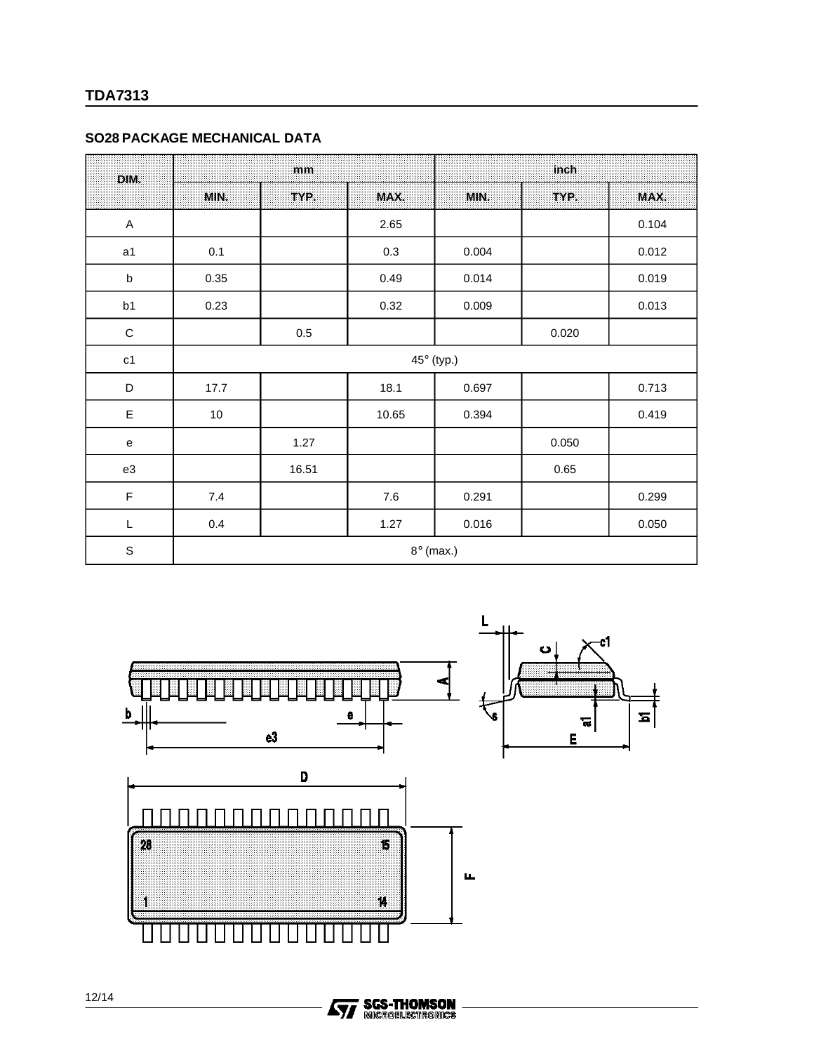## SO28 PACKAGE MECHANICAL DATA

| DIM. | mm | | | inch | | |
|---|---|---|---|---|---|---|
| | MIN. | TYP. | MAX. | MIN. | TYP. | MAX. |
| A | | | 2.65 | | | 0.104 |
| a1 | 0.1 | | 0.3 | 0.004 | | 0.012 |
| b | 0.35 | | 0.49 | 0.014 | | 0.019 |
| b1 | 0.23 | | 0.32 | 0.009 | | 0.013 |
| C | | 0.5 | | | 0.020 | |
| c1 | 45° (typ.) | | | | | |
| D | 17.7 | | 18.1 | 0.697 | | 0.713 |
| E | 10 | | 10.65 | 0.394 | | 0.419 |
| e | | 1.27 | | | 0.050 | |
| e3 | | 16.51 | | | 0.65 | |
| F | 7.4 | | 7.6 | 0.291 | | 0.299 |
| L | 0.4 | | 1.27 | 0.016 | | 0.050 |
| S | 8° (max.) | | | | | |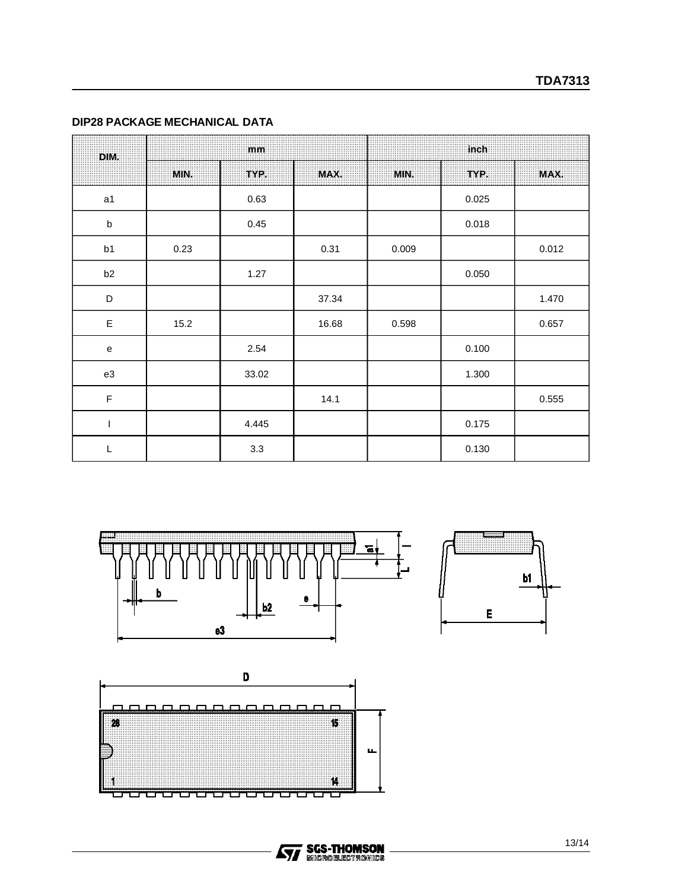## DIP28 PACKAGE MECHANICAL DATA

| DIM. | mm | | | inch | | |
|---|---|---|---|---|---|---|
| | MIN. | TYP. | MAX. | MIN. | TYP. | MAX. |
| a1 | | 0.63 | | | 0.025 | |
| b | | 0.45 | | | 0.018 | |
| b1 | 0.23 | | 0.31 | 0.009 | | 0.012 |
| b2 | | 1.27 | | | 0.050 | |
| D | | | 37.34 | | | 1.470 |
| E | 15.2 | | 16.68 | 0.598 | | 0.657 |
| e | | 2.54 | | | 0.100 | |
| e3 | | 33.02 | | | 1.300 | |
| F | | | 14.1 | | | 0.555 |
| I | | 4.445 | | | 0.175 | |
| L | | 3.3 | | | 0.130 | |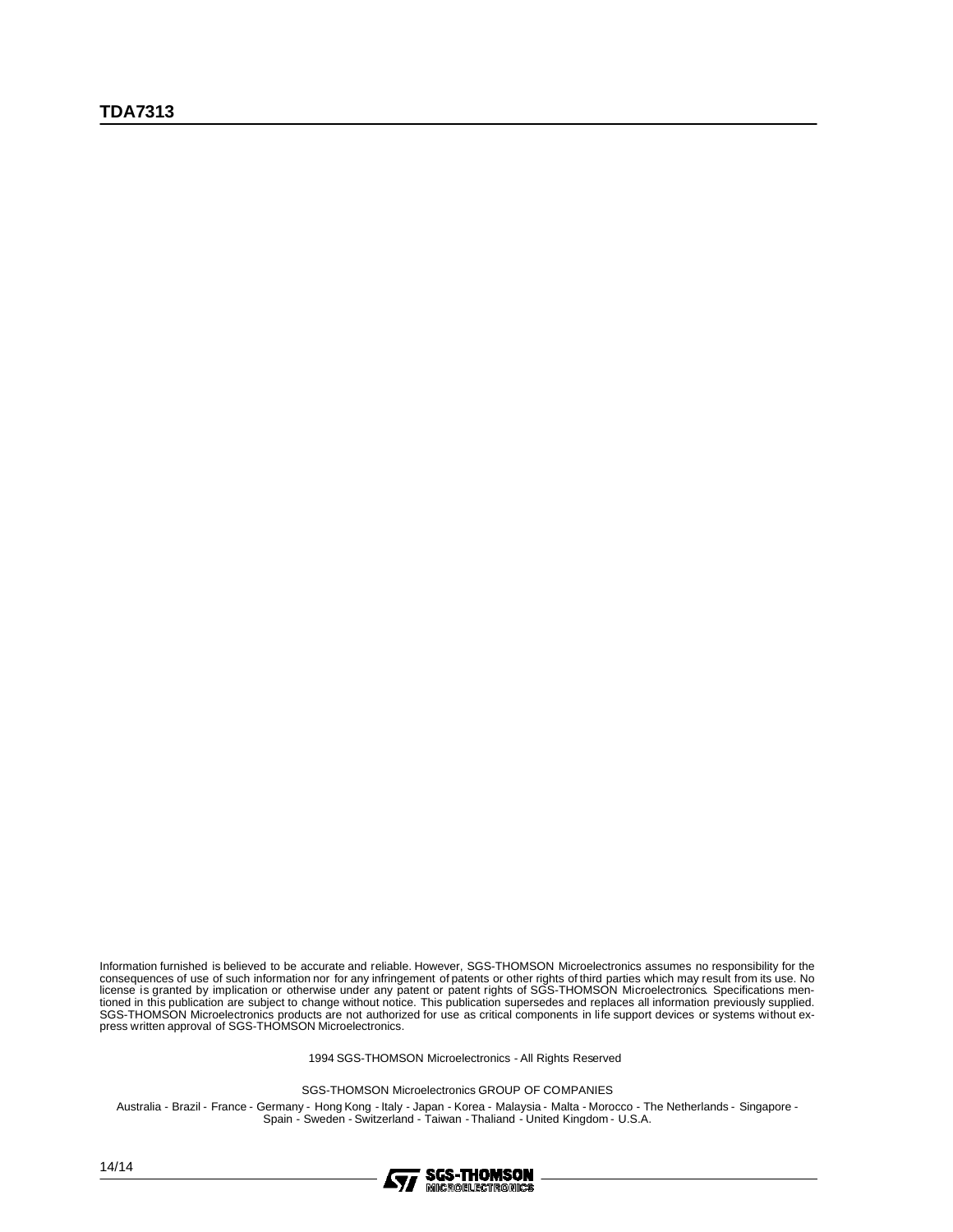Information furnished is believed to be accurate and reliable. However, SGS-THOMSON Microelectronics assumes no responsibility for the consequences of use of such information nor for any infringement of patents or other rights of third parties which may result from its use. No license is granted by implication or otherwise under any patent or patent rights of SGS-THOMSON Microelectronics. Specifications mentioned in this publication are subject to change without notice. This publication supersedes and replaces all information previously supplied. SGS-THOMSON Microelectronics products are not authorized for use as critical components in life support devices or systems without express written approval of SGS-THOMSON Microelectronics.

1994 SGS-THOMSON Microelectronics - All Rights Reserved

SGS-THOMSON Microelectronics GROUP OF COMPANIES

Australia - Brazil - France - Germany - Hong Kong - Italy - Japan - Korea - Malaysia - Malta - Morocco - The Netherlands - Singapore - Spain - Sweden - Switzerland - Taiwan - Thaliand - United Kingdom - U.S.A.